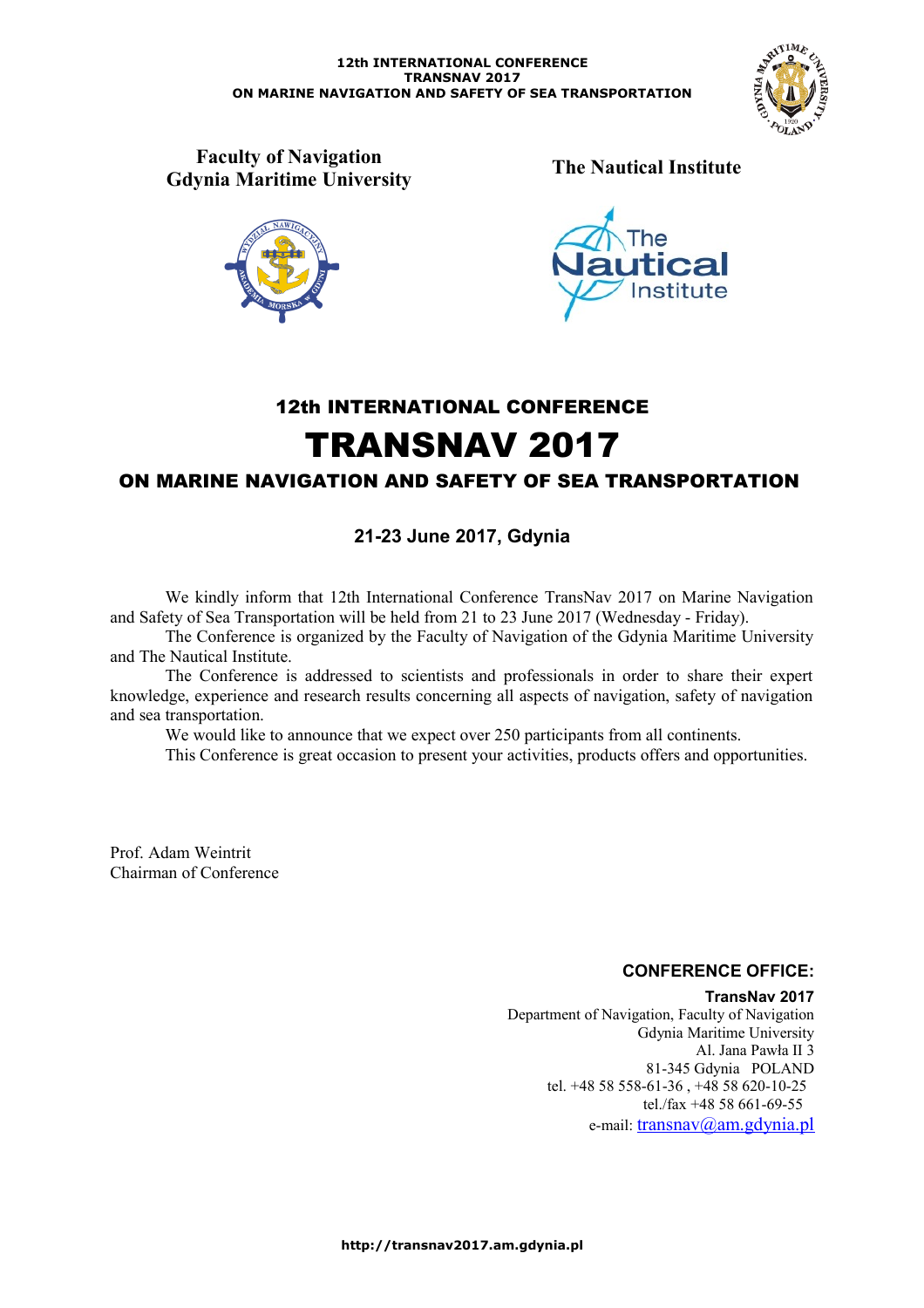12th INTERNATIONAL CONFERENCE
TRANSNAV 2017
ON MARINE NAVIGATION AND SAFETY OF SEA TRANSPORTATION

**Faculty of Navigation**
**Gdynia Maritime University**

**The Nautical Institute**

## 12th INTERNATIONAL CONFERENCE

# TRANSNAV 2017

## ON MARINE NAVIGATION AND SAFETY OF SEA TRANSPORTATION

**21-23 June 2017, Gdynia**

We kindly inform that 12th International Conference TransNav 2017 on Marine Navigation and Safety of Sea Transportation will be held from 21 to 23 June 2017 (Wednesday - Friday).

The Conference is organized by the Faculty of Navigation of the Gdynia Maritime University and The Nautical Institute.

The Conference is addressed to scientists and professionals in order to share their expert knowledge, experience and research results concerning all aspects of navigation, safety of navigation and sea transportation.

We would like to announce that we expect over 250 participants from all continents.

This Conference is great occasion to present your activities, products offers and opportunities.

Prof. Adam Weintrit
Chairman of Conference

**CONFERENCE OFFICE:**

**TransNav 2017**
Department of Navigation, Faculty of Navigation
Gdynia Maritime University
Al. Jana Pawła II 3
81-345 Gdynia POLAND
tel. +48 58 558-61-36 , +48 58 620-10-25
tel./fax +48 58 661-69-55
e-mail: transnav@am.gdynia.pl

http://transnav2017.am.gdynia.pl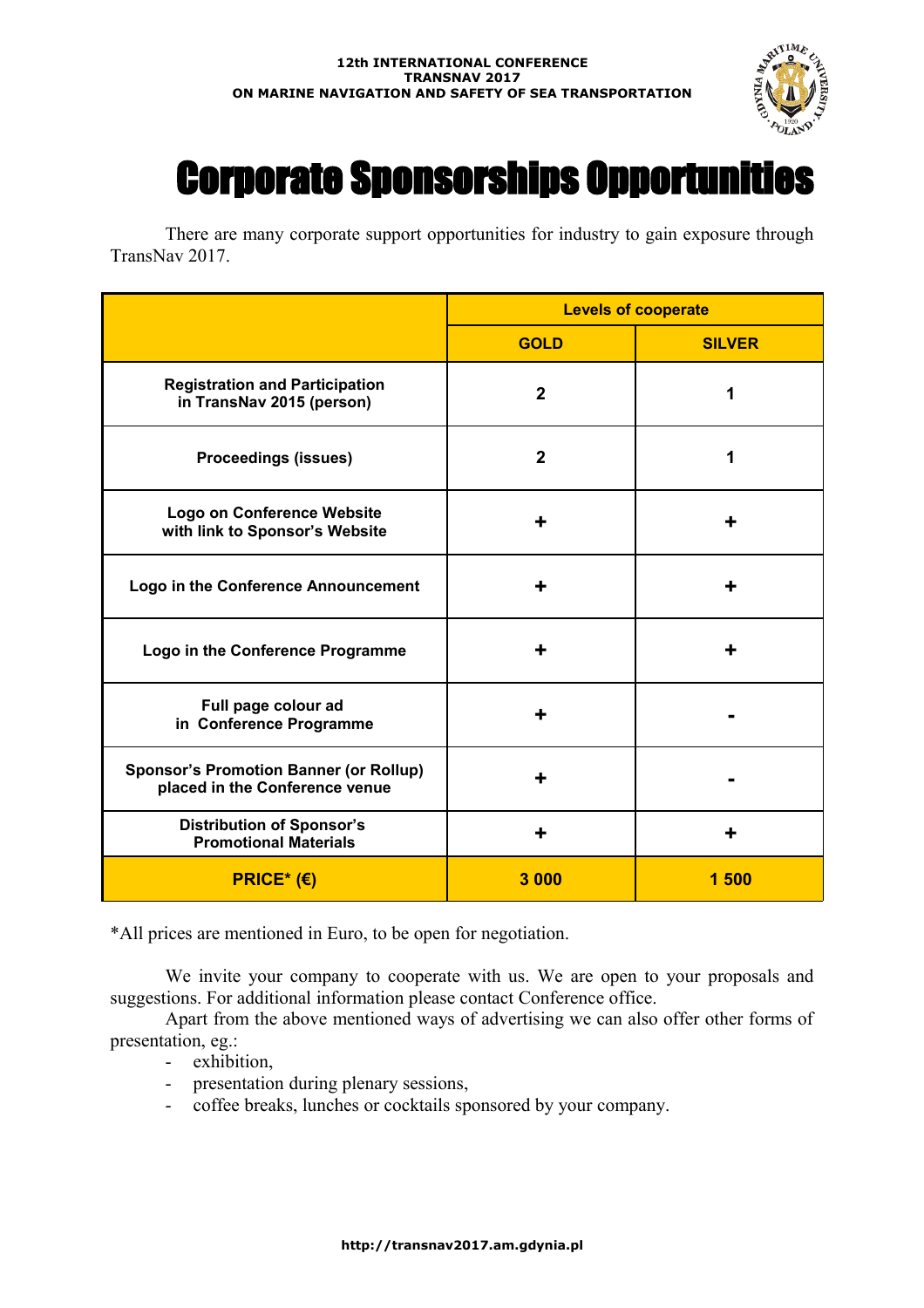# Corporate Sponsorships Opportunities

There are many corporate support opportunities for industry to gain exposure through TransNav 2017.

| | Levels of cooperate | |
|---|---|---|
| | **GOLD** | **SILVER** |
| **Registration and Participation in TransNav 2015 (person)** | **2** | **1** |
| **Proceedings (issues)** | **2** | **1** |
| **Logo on Conference Website with link to Sponsor's Website** | **+** | **+** |
| **Logo in the Conference Announcement** | **+** | **+** |
| **Logo in the Conference Programme** | **+** | **+** |
| **Full page colour ad in Conference Programme** | **+** | **-** |
| **Sponsor's Promotion Banner (or Rollup) placed in the Conference venue** | **+** | **-** |
| **Distribution of Sponsor's Promotional Materials** | **+** | **+** |
| **PRICE* (€)** | **3 000** | **1 500** |

*All prices are mentioned in Euro, to be open for negotiation.

We invite your company to cooperate with us. We are open to your proposals and suggestions. For additional information please contact Conference office.

Apart from the above mentioned ways of advertising we can also offer other forms of presentation, eg.:

- exhibition,
- presentation during plenary sessions,
- coffee breaks, lunches or cocktails sponsored by your company.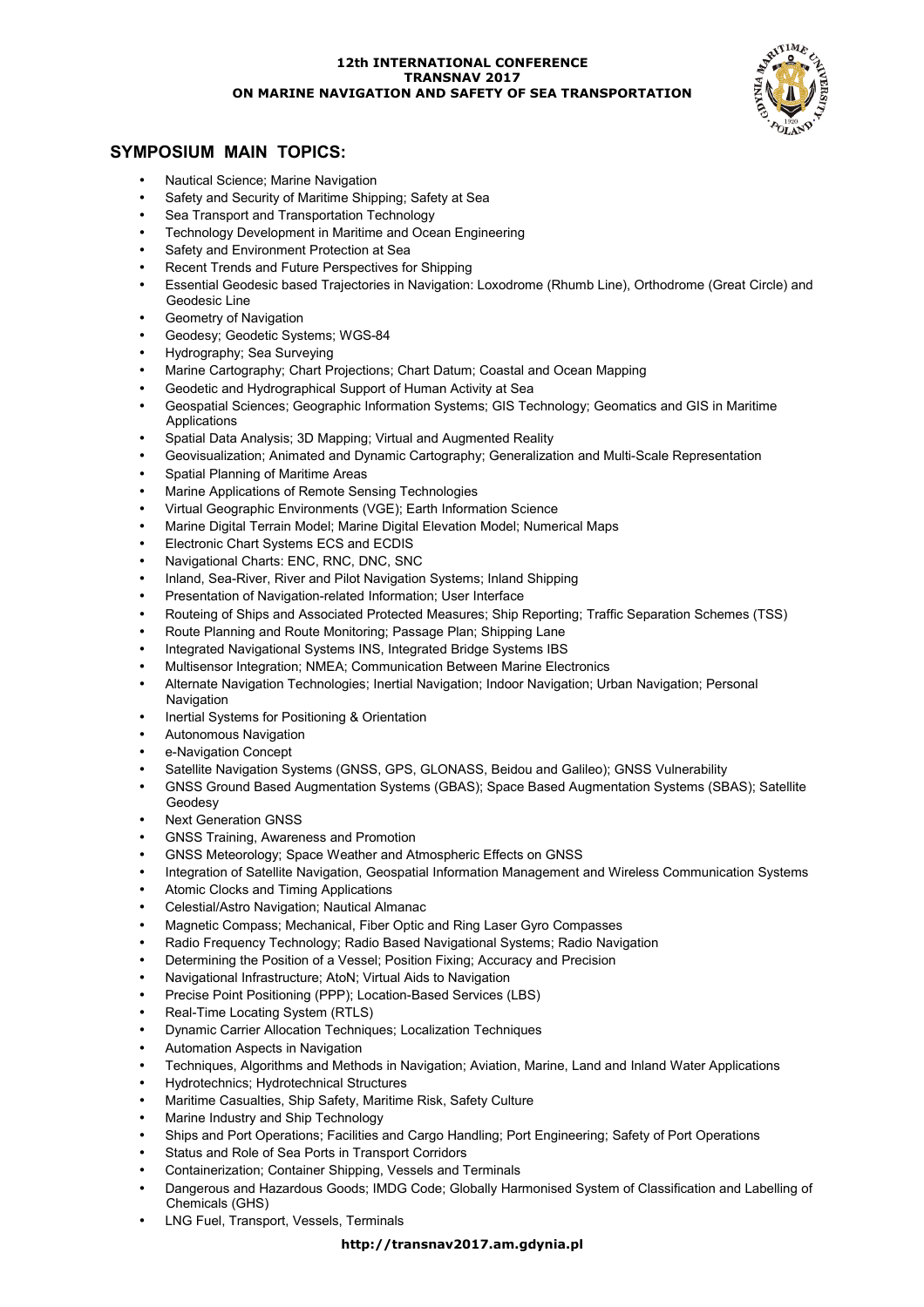## SYMPOSIUM MAIN TOPICS:

- Nautical Science; Marine Navigation
- Safety and Security of Maritime Shipping; Safety at Sea
- Sea Transport and Transportation Technology
- Technology Development in Maritime and Ocean Engineering
- Safety and Environment Protection at Sea
- Recent Trends and Future Perspectives for Shipping
- Essential Geodesic based Trajectories in Navigation: Loxodrome (Rhumb Line), Orthodrome (Great Circle) and Geodesic Line
- Geometry of Navigation
- Geodesy; Geodetic Systems; WGS-84
- Hydrography; Sea Surveying
- Marine Cartography; Chart Projections; Chart Datum; Coastal and Ocean Mapping
- Geodetic and Hydrographical Support of Human Activity at Sea
- Geospatial Sciences; Geographic Information Systems; GIS Technology; Geomatics and GIS in Maritime Applications
- Spatial Data Analysis; 3D Mapping; Virtual and Augmented Reality
- Geovisualization; Animated and Dynamic Cartography; Generalization and Multi-Scale Representation
- Spatial Planning of Maritime Areas
- Marine Applications of Remote Sensing Technologies
- Virtual Geographic Environments (VGE); Earth Information Science
- Marine Digital Terrain Model; Marine Digital Elevation Model; Numerical Maps
- Electronic Chart Systems ECS and ECDIS
- Navigational Charts: ENC, RNC, DNC, SNC
- Inland, Sea-River, River and Pilot Navigation Systems; Inland Shipping
- Presentation of Navigation-related Information; User Interface
- Routeing of Ships and Associated Protected Measures; Ship Reporting; Traffic Separation Schemes (TSS)
- Route Planning and Route Monitoring; Passage Plan; Shipping Lane
- Integrated Navigational Systems INS, Integrated Bridge Systems IBS
- Multisensor Integration; NMEA; Communication Between Marine Electronics
- Alternate Navigation Technologies; Inertial Navigation; Indoor Navigation; Urban Navigation; Personal Navigation
- Inertial Systems for Positioning & Orientation
- Autonomous Navigation
- e-Navigation Concept
- Satellite Navigation Systems (GNSS, GPS, GLONASS, Beidou and Galileo); GNSS Vulnerability
- GNSS Ground Based Augmentation Systems (GBAS); Space Based Augmentation Systems (SBAS); Satellite Geodesy
- Next Generation GNSS
- GNSS Training, Awareness and Promotion
- GNSS Meteorology; Space Weather and Atmospheric Effects on GNSS
- Integration of Satellite Navigation, Geospatial Information Management and Wireless Communication Systems
- Atomic Clocks and Timing Applications
- Celestial/Astro Navigation; Nautical Almanac
- Magnetic Compass; Mechanical, Fiber Optic and Ring Laser Gyro Compasses
- Radio Frequency Technology; Radio Based Navigational Systems; Radio Navigation
- Determining the Position of a Vessel; Position Fixing; Accuracy and Precision
- Navigational Infrastructure; AtoN; Virtual Aids to Navigation
- Precise Point Positioning (PPP); Location-Based Services (LBS)
- Real-Time Locating System (RTLS)
- Dynamic Carrier Allocation Techniques; Localization Techniques
- Automation Aspects in Navigation
- Techniques, Algorithms and Methods in Navigation; Aviation, Marine, Land and Inland Water Applications
- Hydrotechnics; Hydrotechnical Structures
- Maritime Casualties, Ship Safety, Maritime Risk, Safety Culture
- Marine Industry and Ship Technology
- Ships and Port Operations; Facilities and Cargo Handling; Port Engineering; Safety of Port Operations
- Status and Role of Sea Ports in Transport Corridors
- Containerization; Container Shipping, Vessels and Terminals
- Dangerous and Hazardous Goods; IMDG Code; Globally Harmonised System of Classification and Labelling of Chemicals (GHS)
- LNG Fuel, Transport, Vessels, Terminals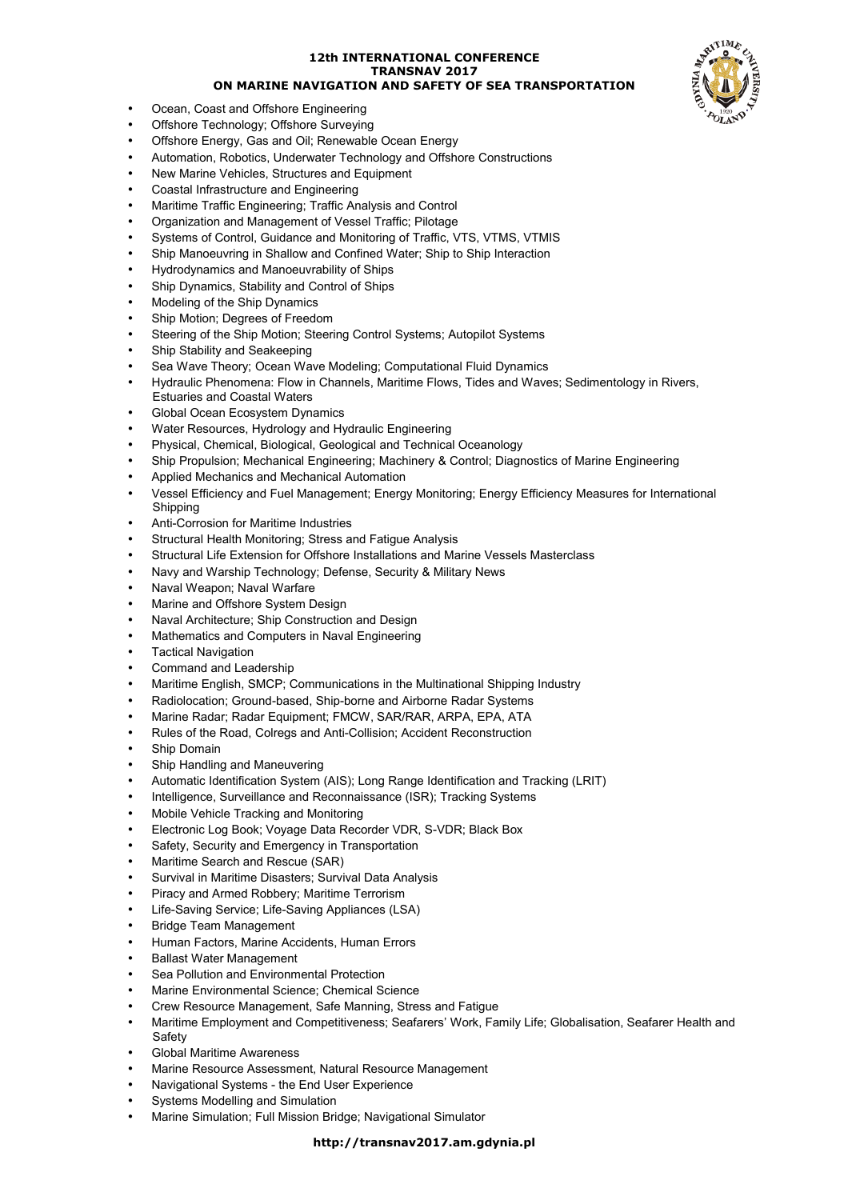- Ocean, Coast and Offshore Engineering
- Offshore Technology; Offshore Surveying
- Offshore Energy, Gas and Oil; Renewable Ocean Energy
- Automation, Robotics, Underwater Technology and Offshore Constructions
- New Marine Vehicles, Structures and Equipment
- Coastal Infrastructure and Engineering
- Maritime Traffic Engineering; Traffic Analysis and Control
- Organization and Management of Vessel Traffic; Pilotage
- Systems of Control, Guidance and Monitoring of Traffic, VTS, VTMS, VTMIS
- Ship Manoeuvring in Shallow and Confined Water; Ship to Ship Interaction
- Hydrodynamics and Manoeuvrability of Ships
- Ship Dynamics, Stability and Control of Ships
- Modeling of the Ship Dynamics
- Ship Motion; Degrees of Freedom
- Steering of the Ship Motion; Steering Control Systems; Autopilot Systems
- Ship Stability and Seakeeping
- Sea Wave Theory; Ocean Wave Modeling; Computational Fluid Dynamics
- Hydraulic Phenomena: Flow in Channels, Maritime Flows, Tides and Waves; Sedimentology in Rivers, Estuaries and Coastal Waters
- Global Ocean Ecosystem Dynamics
- Water Resources, Hydrology and Hydraulic Engineering
- Physical, Chemical, Biological, Geological and Technical Oceanology
- Ship Propulsion; Mechanical Engineering; Machinery & Control; Diagnostics of Marine Engineering
- Applied Mechanics and Mechanical Automation
- Vessel Efficiency and Fuel Management; Energy Monitoring; Energy Efficiency Measures for International Shipping
- Anti-Corrosion for Maritime Industries
- Structural Health Monitoring; Stress and Fatigue Analysis
- Structural Life Extension for Offshore Installations and Marine Vessels Masterclass
- Navy and Warship Technology; Defense, Security & Military News
- Naval Weapon; Naval Warfare
- Marine and Offshore System Design
- Naval Architecture; Ship Construction and Design
- Mathematics and Computers in Naval Engineering
- Tactical Navigation
- Command and Leadership
- Maritime English, SMCP; Communications in the Multinational Shipping Industry
- Radiolocation; Ground-based, Ship-borne and Airborne Radar Systems
- Marine Radar; Radar Equipment; FMCW, SAR/RAR, ARPA, EPA, ATA
- Rules of the Road, Colregs and Anti-Collision; Accident Reconstruction
- Ship Domain
- Ship Handling and Maneuvering
- Automatic Identification System (AIS); Long Range Identification and Tracking (LRIT)
- Intelligence, Surveillance and Reconnaissance (ISR); Tracking Systems
- Mobile Vehicle Tracking and Monitoring
- Electronic Log Book; Voyage Data Recorder VDR, S-VDR; Black Box
- Safety, Security and Emergency in Transportation
- Maritime Search and Rescue (SAR)
- Survival in Maritime Disasters; Survival Data Analysis
- Piracy and Armed Robbery; Maritime Terrorism
- Life-Saving Service; Life-Saving Appliances (LSA)
- Bridge Team Management
- Human Factors, Marine Accidents, Human Errors
- Ballast Water Management
- Sea Pollution and Environmental Protection
- Marine Environmental Science; Chemical Science
- Crew Resource Management, Safe Manning, Stress and Fatigue
- Maritime Employment and Competitiveness; Seafarers' Work, Family Life; Globalisation, Seafarer Health and Safety
- Global Maritime Awareness
- Marine Resource Assessment, Natural Resource Management
- Navigational Systems - the End User Experience
- Systems Modelling and Simulation
- Marine Simulation; Full Mission Bridge; Navigational Simulator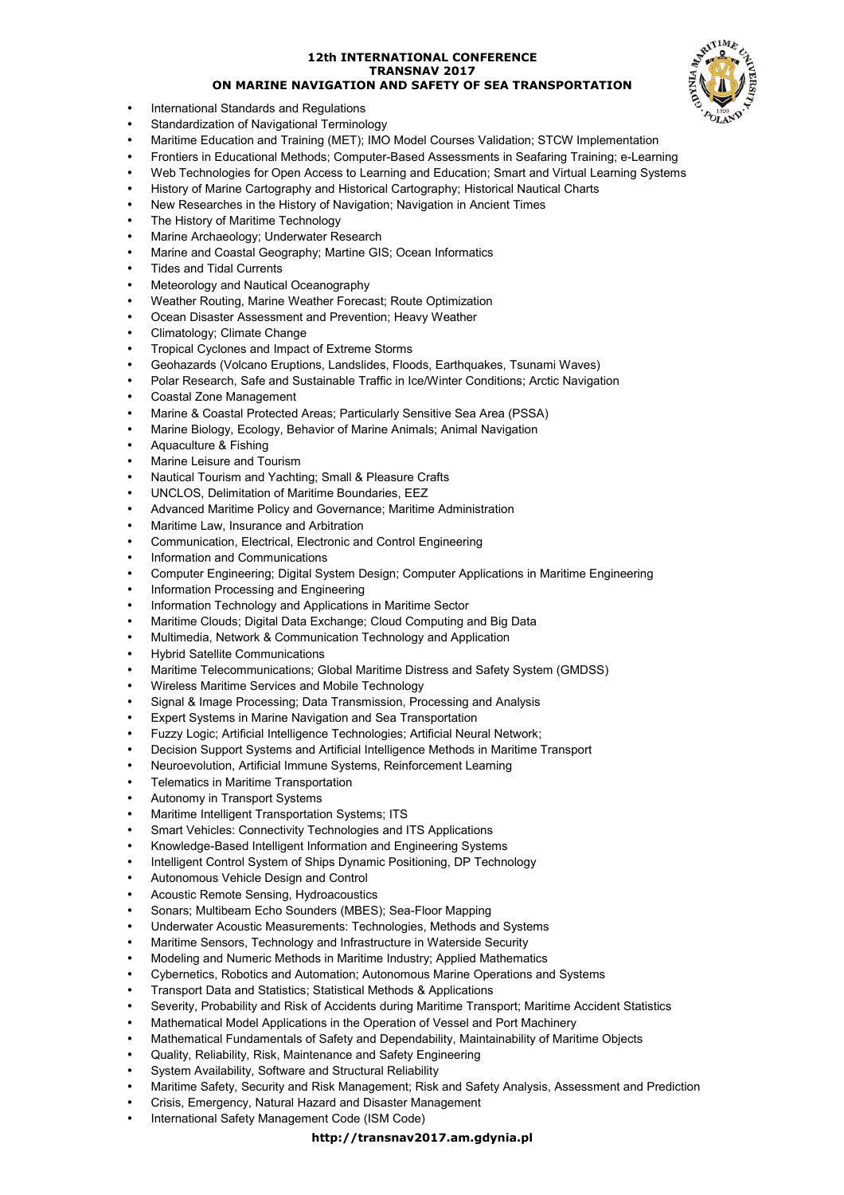- International Standards and Regulations
- Standardization of Navigational Terminology
- Maritime Education and Training (MET); IMO Model Courses Validation; STCW Implementation
- Frontiers in Educational Methods; Computer-Based Assessments in Seafaring Training; e-Learning
- Web Technologies for Open Access to Learning and Education; Smart and Virtual Learning Systems
- History of Marine Cartography and Historical Cartography; Historical Nautical Charts
- New Researches in the History of Navigation; Navigation in Ancient Times
- The History of Maritime Technology
- Marine Archaeology; Underwater Research
- Marine and Coastal Geography; Martine GIS; Ocean Informatics
- Tides and Tidal Currents
- Meteorology and Nautical Oceanography
- Weather Routing, Marine Weather Forecast; Route Optimization
- Ocean Disaster Assessment and Prevention; Heavy Weather
- Climatology; Climate Change
- Tropical Cyclones and Impact of Extreme Storms
- Geohazards (Volcano Eruptions, Landslides, Floods, Earthquakes, Tsunami Waves)
- Polar Research, Safe and Sustainable Traffic in Ice/Winter Conditions; Arctic Navigation
- Coastal Zone Management
- Marine & Coastal Protected Areas; Particularly Sensitive Sea Area (PSSA)
- Marine Biology, Ecology, Behavior of Marine Animals; Animal Navigation
- Aquaculture & Fishing
- Marine Leisure and Tourism
- Nautical Tourism and Yachting; Small & Pleasure Crafts
- UNCLOS, Delimitation of Maritime Boundaries, EEZ
- Advanced Maritime Policy and Governance; Maritime Administration
- Maritime Law, Insurance and Arbitration
- Communication, Electrical, Electronic and Control Engineering
- Information and Communications
- Computer Engineering; Digital System Design; Computer Applications in Maritime Engineering
- Information Processing and Engineering
- Information Technology and Applications in Maritime Sector
- Maritime Clouds; Digital Data Exchange; Cloud Computing and Big Data
- Multimedia, Network & Communication Technology and Application
- Hybrid Satellite Communications
- Maritime Telecommunications; Global Maritime Distress and Safety System (GMDSS)
- Wireless Maritime Services and Mobile Technology
- Signal & Image Processing; Data Transmission, Processing and Analysis
- Expert Systems in Marine Navigation and Sea Transportation
- Fuzzy Logic; Artificial Intelligence Technologies; Artificial Neural Network;
- Decision Support Systems and Artificial Intelligence Methods in Maritime Transport
- Neuroevolution, Artificial Immune Systems, Reinforcement Learning
- Telematics in Maritime Transportation
- Autonomy in Transport Systems
- Maritime Intelligent Transportation Systems; ITS
- Smart Vehicles: Connectivity Technologies and ITS Applications
- Knowledge-Based Intelligent Information and Engineering Systems
- Intelligent Control System of Ships Dynamic Positioning, DP Technology
- Autonomous Vehicle Design and Control
- Acoustic Remote Sensing, Hydroacoustics
- Sonars; Multibeam Echo Sounders (MBES); Sea-Floor Mapping
- Underwater Acoustic Measurements: Technologies, Methods and Systems
- Maritime Sensors, Technology and Infrastructure in Waterside Security
- Modeling and Numeric Methods in Maritime Industry; Applied Mathematics
- Cybernetics, Robotics and Automation; Autonomous Marine Operations and Systems
- Transport Data and Statistics; Statistical Methods & Applications
- Severity, Probability and Risk of Accidents during Maritime Transport; Maritime Accident Statistics
- Mathematical Model Applications in the Operation of Vessel and Port Machinery
- Mathematical Fundamentals of Safety and Dependability, Maintainability of Maritime Objects
- Quality, Reliability, Risk, Maintenance and Safety Engineering
- System Availability, Software and Structural Reliability
- Maritime Safety, Security and Risk Management; Risk and Safety Analysis, Assessment and Prediction
- Crisis, Emergency, Natural Hazard and Disaster Management
- International Safety Management Code (ISM Code)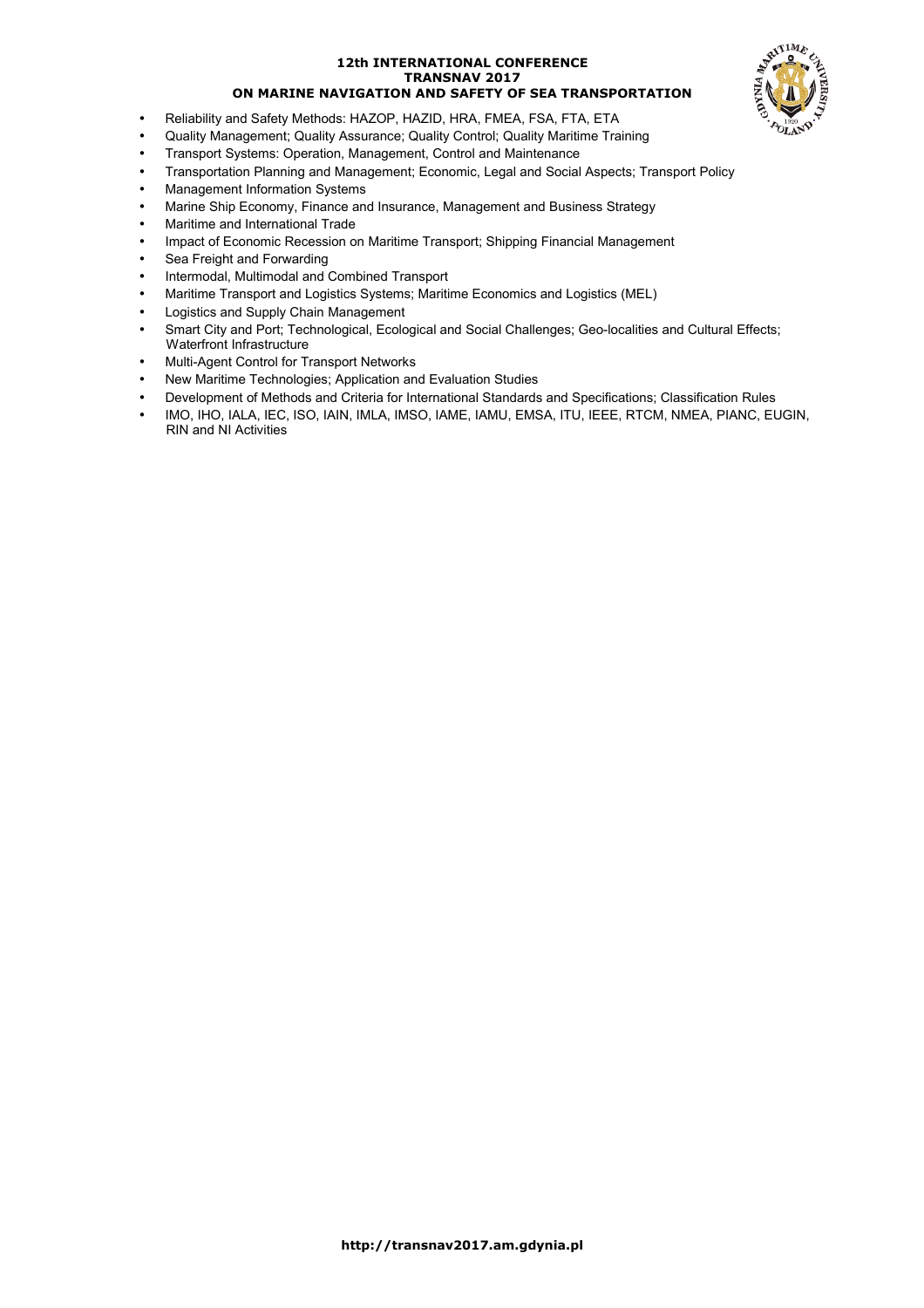- Reliability and Safety Methods: HAZOP, HAZID, HRA, FMEA, FSA, FTA, ETA
- Quality Management; Quality Assurance; Quality Control; Quality Maritime Training
- Transport Systems: Operation, Management, Control and Maintenance
- Transportation Planning and Management; Economic, Legal and Social Aspects; Transport Policy
- Management Information Systems
- Marine Ship Economy, Finance and Insurance, Management and Business Strategy
- Maritime and International Trade
- Impact of Economic Recession on Maritime Transport; Shipping Financial Management
- Sea Freight and Forwarding
- Intermodal, Multimodal and Combined Transport
- Maritime Transport and Logistics Systems; Maritime Economics and Logistics (MEL)
- Logistics and Supply Chain Management
- Smart City and Port; Technological, Ecological and Social Challenges; Geo-localities and Cultural Effects; Waterfront Infrastructure
- Multi-Agent Control for Transport Networks
- New Maritime Technologies; Application and Evaluation Studies
- Development of Methods and Criteria for International Standards and Specifications; Classification Rules
- IMO, IHO, IALA, IEC, ISO, IAIN, IMLA, IMSO, IAME, IAMU, EMSA, ITU, IEEE, RTCM, NMEA, PIANC, EUGIN, RIN and NI Activities